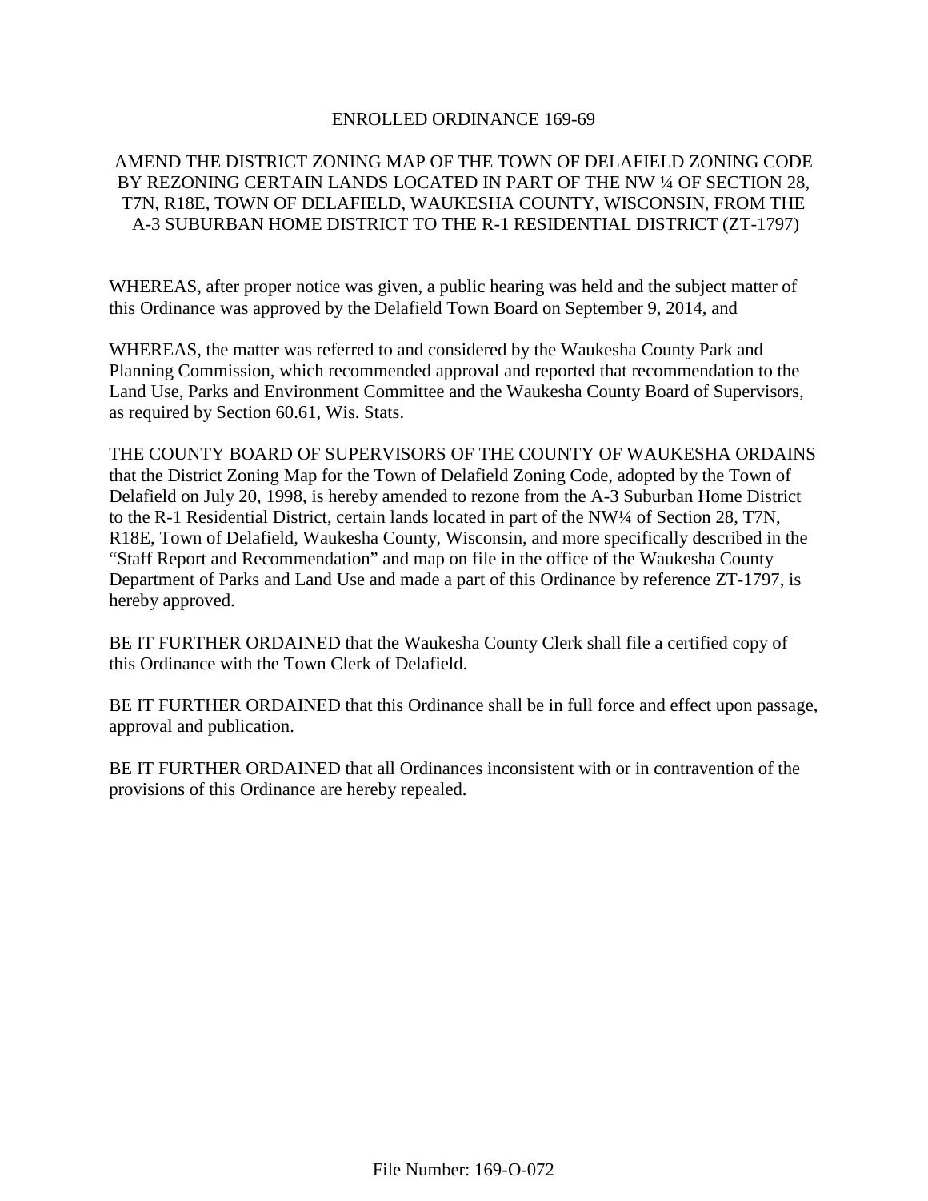# ENROLLED ORDINANCE 169-69

## AMEND THE DISTRICT ZONING MAP OF THE TOWN OF DELAFIELD ZONING CODE BY REZONING CERTAIN LANDS LOCATED IN PART OF THE NW ¼ OF SECTION 28, T7N, R18E, TOWN OF DELAFIELD, WAUKESHA COUNTY, WISCONSIN, FROM THE A-3 SUBURBAN HOME DISTRICT TO THE R-1 RESIDENTIAL DISTRICT (ZT-1797)

WHEREAS, after proper notice was given, a public hearing was held and the subject matter of this Ordinance was approved by the Delafield Town Board on September 9, 2014, and

WHEREAS, the matter was referred to and considered by the Waukesha County Park and Planning Commission, which recommended approval and reported that recommendation to the Land Use, Parks and Environment Committee and the Waukesha County Board of Supervisors, as required by Section 60.61, Wis. Stats.

THE COUNTY BOARD OF SUPERVISORS OF THE COUNTY OF WAUKESHA ORDAINS that the District Zoning Map for the Town of Delafield Zoning Code, adopted by the Town of Delafield on July 20, 1998, is hereby amended to rezone from the A-3 Suburban Home District to the R-1 Residential District, certain lands located in part of the NW¼ of Section 28, T7N, R18E, Town of Delafield, Waukesha County, Wisconsin, and more specifically described in the "Staff Report and Recommendation" and map on file in the office of the Waukesha County Department of Parks and Land Use and made a part of this Ordinance by reference ZT-1797, is hereby approved.

BE IT FURTHER ORDAINED that the Waukesha County Clerk shall file a certified copy of this Ordinance with the Town Clerk of Delafield.

BE IT FURTHER ORDAINED that this Ordinance shall be in full force and effect upon passage, approval and publication.

BE IT FURTHER ORDAINED that all Ordinances inconsistent with or in contravention of the provisions of this Ordinance are hereby repealed.

File Number: 169-O-072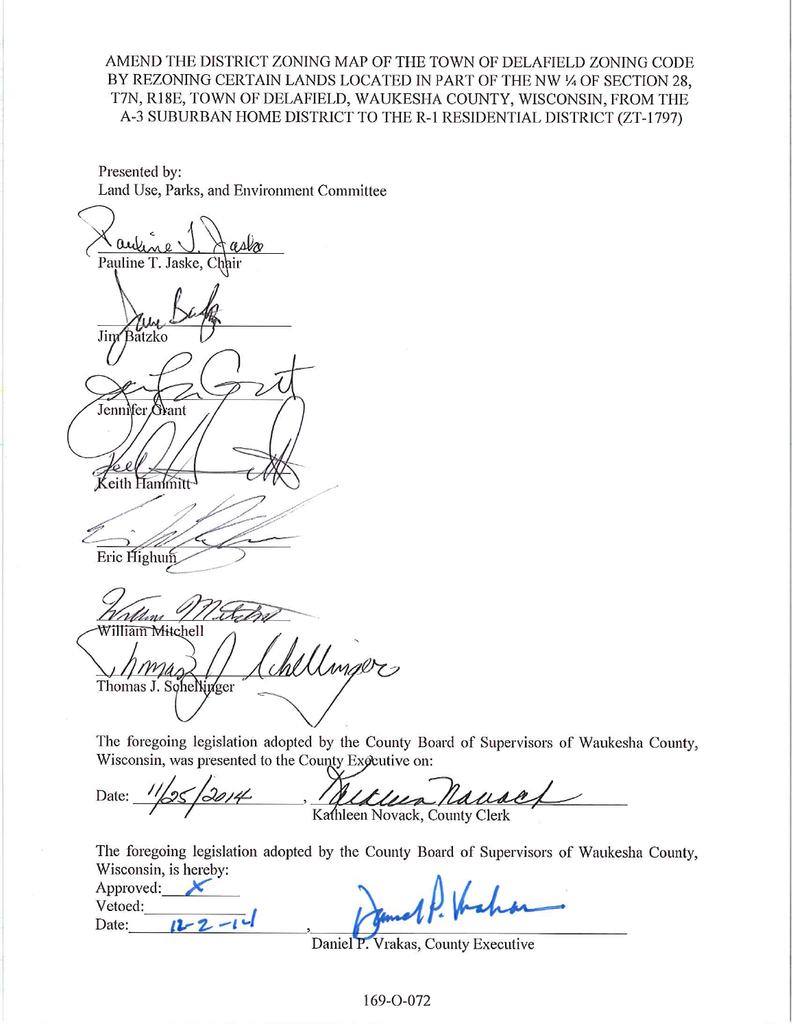AMEND THE DISTRICT ZONING MAP OF THE TOWN OF DELAFIELD ZONING CODE BY REZONING CERTAIN LANDS LOCATED IN PART OF THE NW ¼ OF SECTION 28, T7N, R18E, TOWN OF DELAFIELD, WAUKESHA COUNTY, WISCONSIN, FROM THE A-3 SUBURBAN HOME DISTRICT TO THE R-1 RESIDENTIAL DISTRICT (ZT-1797)

Presented by:
Land Use, Parks, and Environment Committee

Pauline T. Jaske, Chair

Jim Batzko

Jennifer Grant

Keith Hammitt

Eric Highum

William Mitchell

Thomas J. Schellinger

The foregoing legislation adopted by the County Board of Supervisors of Waukesha County, Wisconsin, was presented to the County Executive on:

Date: 11/25/2014, Kathleen Novack, County Clerk

The foregoing legislation adopted by the County Board of Supervisors of Waukesha County, Wisconsin, is hereby:

Approved: X
Vetoed: \_\_\_\_\_\_\_\_
Date: 12-2-14, Daniel P. Vrakas, County Executive

169-O-072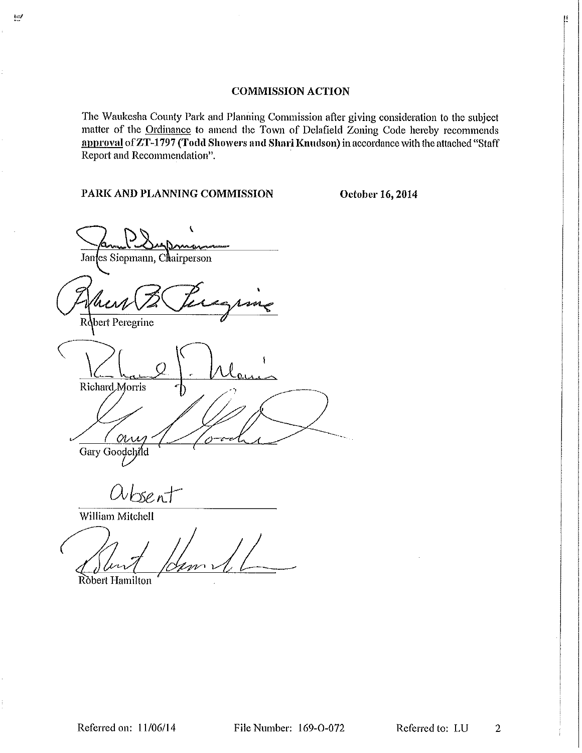## COMMISSION ACTION

The Waukesha County Park and Planning Commission after giving consideration to the subject matter of the Ordinance to amend the Town of Delafield Zoning Code hereby recommends **approval** of **ZT-1797 (Todd Showers and Shari Knudson)** in accordance with the attached "Staff Report and Recommendation".

**PARK AND PLANNING COMMISSION** **October 16, 2014**

James Siepmann, Chairperson

Robert Peregrine

Richard Morris

Gary Goodchild

absent

William Mitchell

Robert Hamilton

Referred on: 11/06/14 File Number: 169-O-072 Referred to: LU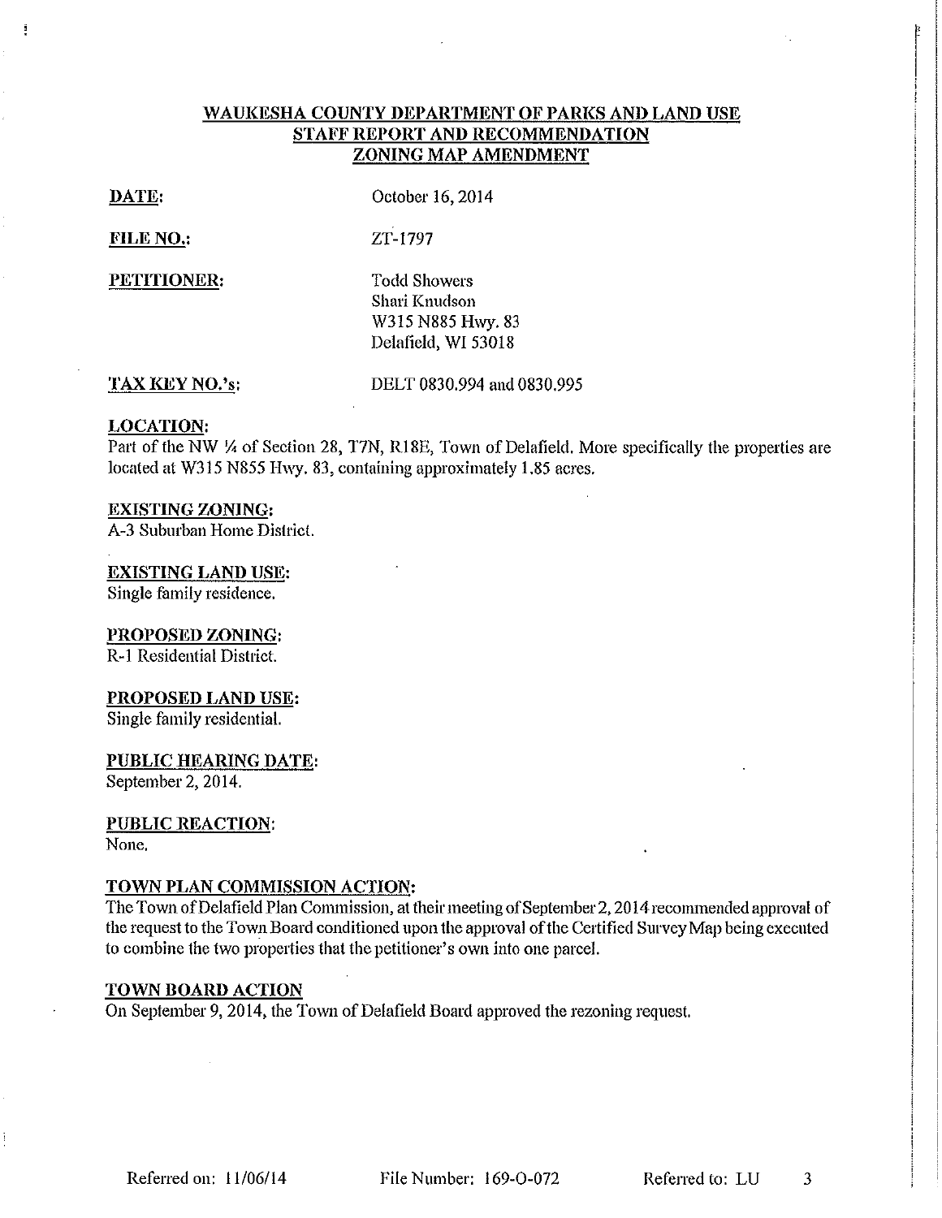## WAUKESHA COUNTY DEPARTMENT OF PARKS AND LAND USE
## STAFF REPORT AND RECOMMENDATION
## ZONING MAP AMENDMENT

**DATE:** October 16, 2014

**FILE NO.:** ZT-1797

**PETITIONER:**
Todd Showers
Shari Knudson
W315 N885 Hwy. 83
Delafield, WI 53018

**TAX KEY NO.'s:** DELT 0830.994 and 0830.995

**LOCATION:**
Part of the NW ¼ of Section 28, T7N, R18E, Town of Delafield. More specifically the properties are located at W315 N855 Hwy. 83, containing approximately 1.85 acres.

**EXISTING ZONING:**
A-3 Suburban Home District.

**EXISTING LAND USE:**
Single family residence.

**PROPOSED ZONING:**
R-1 Residential District.

**PROPOSED LAND USE:**
Single family residential.

**PUBLIC HEARING DATE:**
September 2, 2014.

**PUBLIC REACTION:**
None.

**TOWN PLAN COMMISSION ACTION:**
The Town of Delafield Plan Commission, at their meeting of September 2, 2014 recommended approval of the request to the Town Board conditioned upon the approval of the Certified Survey Map being executed to combine the two properties that the petitioner's own into one parcel.

**TOWN BOARD ACTION**
On September 9, 2014, the Town of Delafield Board approved the rezoning request.

Referred on: 11/06/14 File Number: 169-O-072 Referred to: LU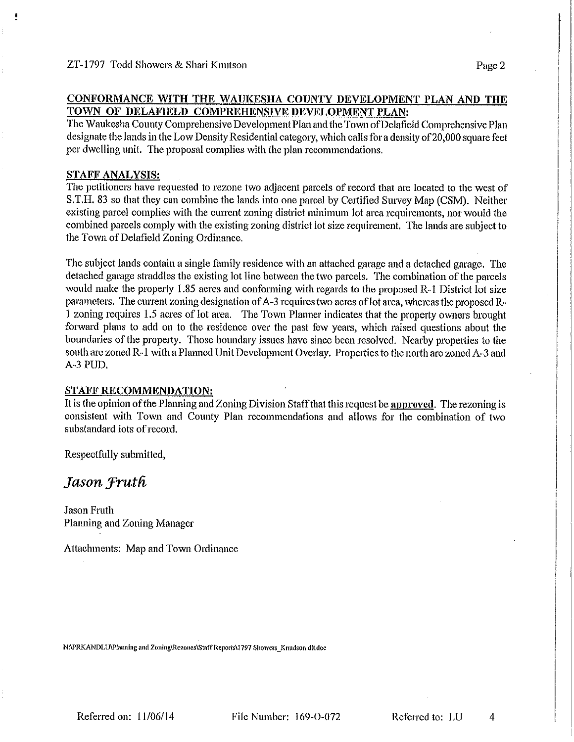## CONFORMANCE WITH THE WAUKESHA COUNTY DEVELOPMENT PLAN AND THE TOWN OF DELAFIELD COMPREHENSIVE DEVELOPMENT PLAN:

The Waukesha County Comprehensive Development Plan and the Town of Delafield Comprehensive Plan designate the lands in the Low Density Residential category, which calls for a density of 20,000 square feet per dwelling unit. The proposal complies with the plan recommendations.

## STAFF ANALYSIS:

The petitioners have requested to rezone two adjacent parcels of record that are located to the west of S.T.H. 83 so that they can combine the lands into one parcel by Certified Survey Map (CSM). Neither existing parcel complies with the current zoning district minimum lot area requirements, nor would the combined parcels comply with the existing zoning district lot size requirement. The lands are subject to the Town of Delafield Zoning Ordinance.

The subject lands contain a single family residence with an attached garage and a detached garage. The detached garage straddles the existing lot line between the two parcels. The combination of the parcels would make the property 1.85 acres and conforming with regards to the proposed R-1 District lot size parameters. The current zoning designation of A-3 requires two acres of lot area, whereas the proposed R-1 zoning requires 1.5 acres of lot area. The Town Planner indicates that the property owners brought forward plans to add on to the residence over the past few years, which raised questions about the boundaries of the property. Those boundary issues have since been resolved. Nearby properties to the south are zoned R-1 with a Planned Unit Development Overlay. Properties to the north are zoned A-3 and A-3 PUD.

## STAFF RECOMMENDATION:

It is the opinion of the Planning and Zoning Division Staff that this request be **approved**. The rezoning is consistent with Town and County Plan recommendations and allows for the combination of two substandard lots of record.

Respectfully submitted,

*Jason Fruth*

Jason Fruth
Planning and Zoning Manager

Attachments: Map and Town Ordinance

N:\PRKANDLU\Planning and Zoning\Rezones\Staff Reports\1797 Showers_Knudson dlt doc

Referred on: 11/06/14 File Number: 169-O-072 Referred to: LU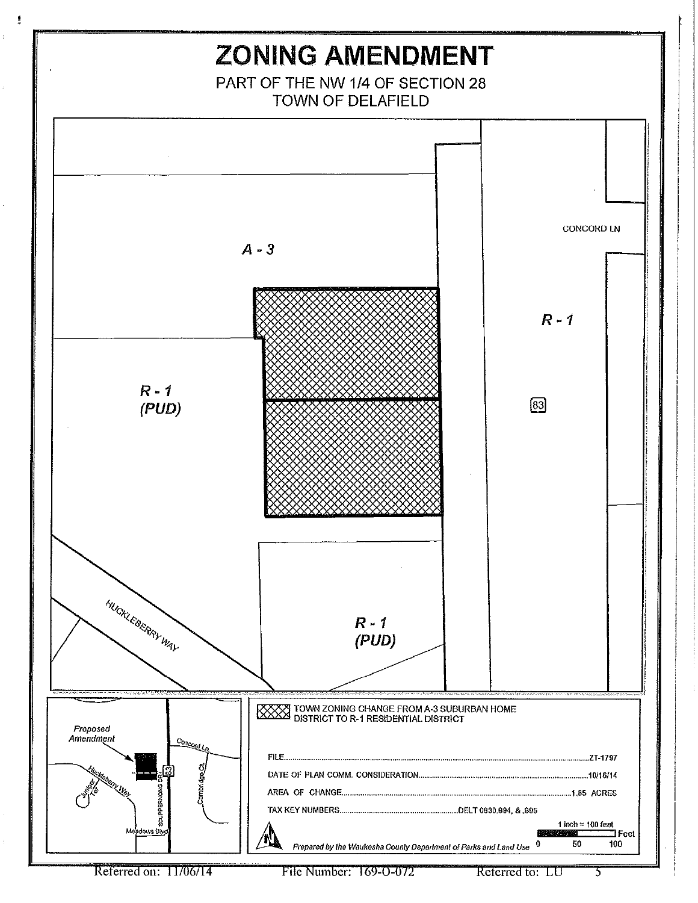# ZONING AMENDMENT

PART OF THE NW 1/4 OF SECTION 28
TOWN OF DELAFIELD

A - 3

R - 1 (PUD)

R - 1

R - 1 (PUD)

CONCORD LN

83

HUCKLEBERRY WAY

Proposed Amendment

Concord Ln.

Huckleberry Way

Juniper Ter

Cambridge Ct.

SCUPPERNONG DR.

Meadows Blvd

TOWN ZONING CHANGE FROM A-3 SUBURBAN HOME DISTRICT TO R-1 RESIDENTIAL DISTRICT

FILE.......................................................................................................ZT-1797

DATE OF PLAN COMM. CONSIDERATION..................................................10/16/14

AREA OF CHANGE.....................................................................................1.85 ACRES

TAX KEY NUMBERS..........................................DELT 0830.994, & .995

1 inch = 100 feet

0 50 100 Feet

*Prepared by the Waukesha County Department of Parks and Land Use*

Referred on: 11/06/14 File Number: 169-O-072 Referred to: LU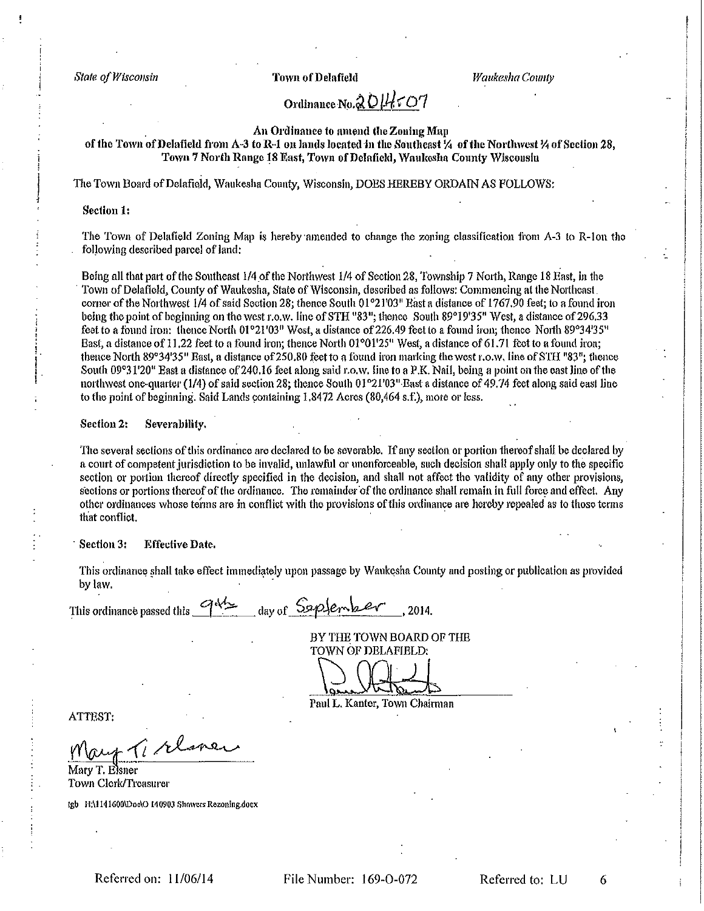*State of Wisconsin* **Town of Delafield** *Waukesha County*

**Ordinance No. 2014-07**

**An Ordinance to amend the Zoning Map of the Town of Delafield from A-3 to R-1 on lands located in the Southeast ¼ of the Northwest ¼ of Section 28, Town 7 North Range 18 East, Town of Delafield, Waukesha County Wisconsin**

The Town Board of Delafield, Waukesha County, Wisconsin, DOES HEREBY ORDAIN AS FOLLOWS:

**Section 1:**

The Town of Delafield Zoning Map is hereby amended to change the zoning classification from A-3 to R-1on the following described parcel of land:

Being all that part of the Southeast 1/4 of the Northwest 1/4 of Section 28, Township 7 North, Range 18 East, in the Town of Delafield, County of Waukesha, State of Wisconsin, described as follows: Commencing at the Northeast corner of the Northwest 1/4 of said Section 28; thence South 01°21'03" East a distance of 1767.90 feet; to a found iron being the point of beginning on the west r.o.w. line of STH "83"; thence South 89°19'35" West, a distance of 296.33 feet to a found iron; thence North 01°21'03" West, a distance of 226.49 feet to a found iron; thence North 89°34'35" East, a distance of 11.22 feet to a found iron; thence North 01°01'25" West, a distance of 61.71 feet to a found iron; thence North 89°34'35" East, a distance of 250.80 feet to a found iron marking the west r.o.w. line of STH "83"; thence South 09°31'20" East a distance of 240.16 feet along said r.o.w. line to a P.K. Nail, being a point on the east line of the northwest one-quarter (1/4) of said section 28; thence South 01°21'03" East a distance of 49.74 feet along said east line to the point of beginning. Said Lands containing 1.8472 Acres (80,464 s.f.), more or less.

**Section 2: Severability.**

The several sections of this ordinance are declared to be severable. If any section or portion thereof shall be declared by a court of competent jurisdiction to be invalid, unlawful or unenforceable, such decision shall apply only to the specific section or portion thereof directly specified in the decision, and shall not affect the validity of any other provisions, sections or portions thereof of the ordinance. The remainder of the ordinance shall remain in full force and effect. Any other ordinances whose terms are in conflict with the provisions of this ordinance are hereby repealed as to those terms that conflict.

**Section 3: Effective Date.**

This ordinance shall take effect immediately upon passage by Waukesha County and posting or publication as provided by law.

This ordinance passed this 9th day of September, 2014.

BY THE TOWN BOARD OF THE TOWN OF DELAFIELD:

Paul L. Kanter, Town Chairman

ATTEST:

Mary T. Elsner
Town Clerk/Treasurer

lgb H:\1141600\Doc\O 140903 Showers Rezoning.docx

Referred on: 11/06/14 File Number: 169-O-072 Referred to: LU 6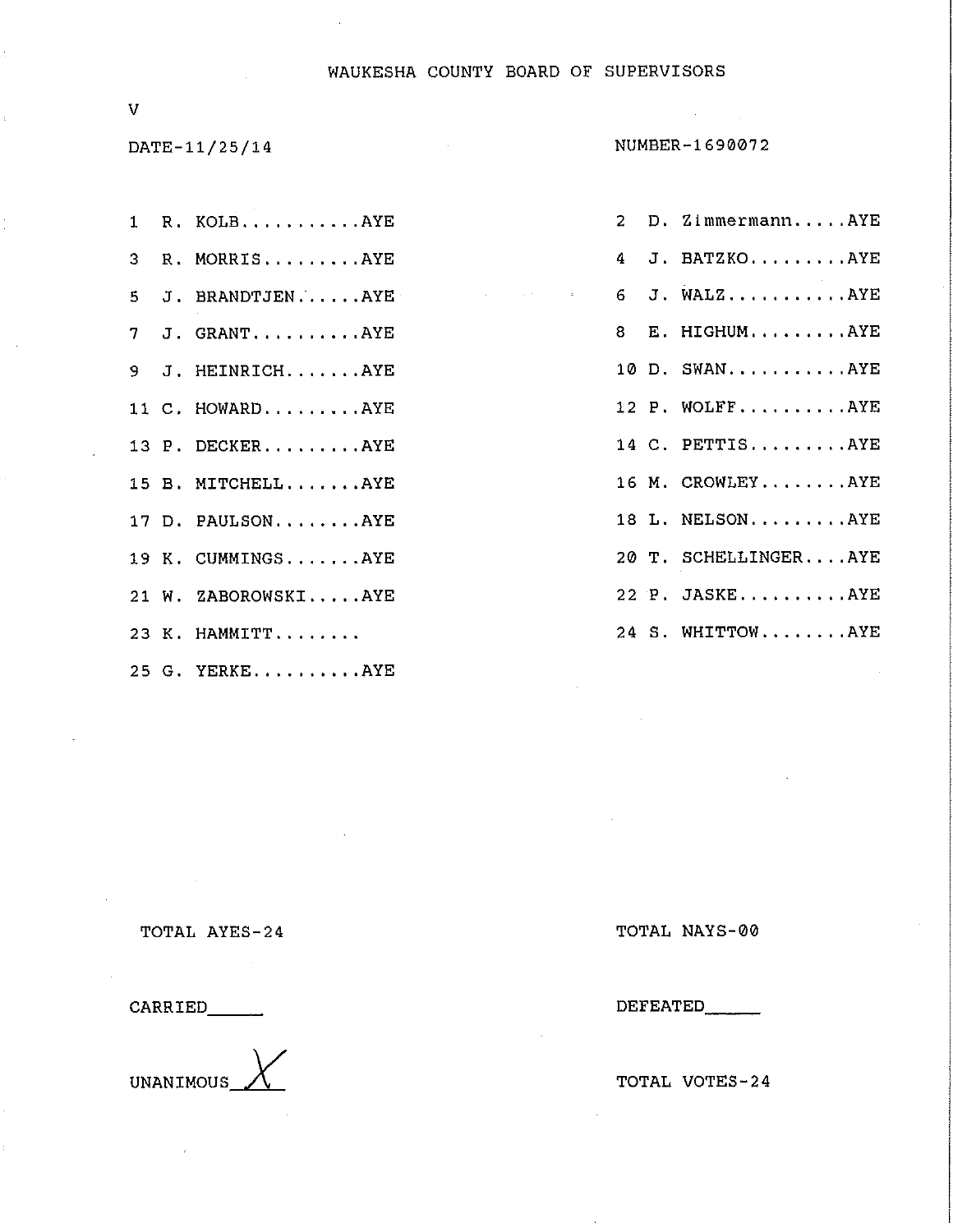WAUKESHA COUNTY BOARD OF SUPERVISORS

V

DATE-11/25/14

NUMBER-1690072

| | |
|---|---|
| 1 R. KOLB...........AYE | 2 D. Zimmermann.....AYE |
| 3 R. MORRIS.........AYE | 4 J. BATZKO.........AYE |
| 5 J. BRANDTJEN......AYE | 6 J. WALZ...........AYE |
| 7 J. GRANT..........AYE | 8 E. HIGHUM.........AYE |
| 9 J. HEINRICH.......AYE | 10 D. SWAN...........AYE |
| 11 C. HOWARD.........AYE | 12 P. WOLFF..........AYE |
| 13 P. DECKER.........AYE | 14 C. PETTIS.........AYE |
| 15 B. MITCHELL.......AYE | 16 M. CROWLEY........AYE |
| 17 D. PAULSON........AYE | 18 L. NELSON.........AYE |
| 19 K. CUMMINGS.......AYE | 20 T. SCHELLINGER....AYE |
| 21 W. ZABOROWSKI.....AYE | 22 P. JASKE..........AYE |
| 23 K. HAMMITT........ | 24 S. WHITTOW........AYE |
| 25 G. YERKE..........AYE | |

TOTAL AYES-24

TOTAL NAYS-00

CARRIED_____

DEFEATED_____

UNANIMOUS X

TOTAL VOTES-24